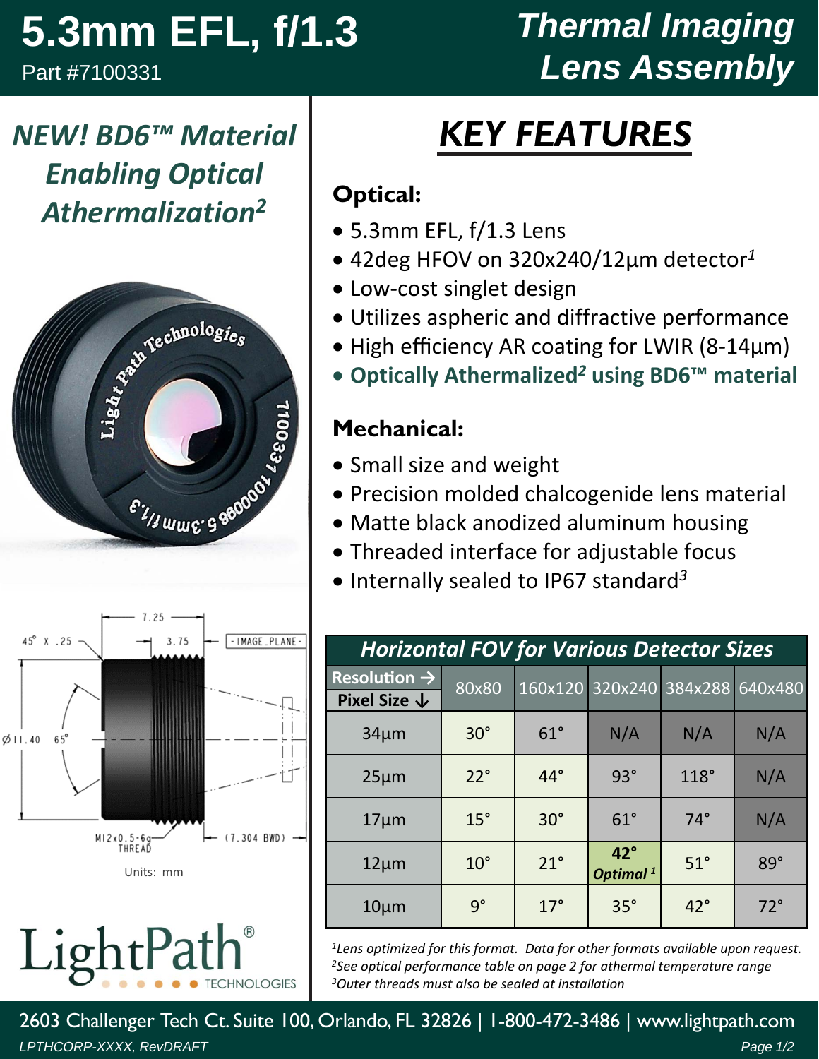# 5.3mm EFL, f/1.3

Part #7100331

# Thermal Imaging Lens Assembly

## *NEW! BD6™ Material Enabling Optical Athermalization[2]*

45° X .25

7.25

3.75

-IMAGE_PLANE-

Ø11.40 65°

M12x0.5-6g THREAD

(7.304 BWD)

Units: mm

LightPath® TECHNOLOGIES

## KEY FEATURES

### Optical:

- 5.3mm EFL, f/1.3 Lens
- 42deg HFOV on 320x240/12µm detector[1]
- Low-cost singlet design
- Utilizes aspheric and diffractive performance
- High efficiency AR coating for LWIR (8-14µm)
- **Optically Athermalized[2] using BD6™ material**

### Mechanical:

- Small size and weight
- Precision molded chalcogenide lens material
- Matte black anodized aluminum housing
- Threaded interface for adjustable focus
- Internally sealed to IP67 standard[3]

***Horizontal FOV for Various Detector Sizes***

| Resolution → / Pixel Size ↓ | 80x80 | 160x120 | 320x240 | 384x288 | 640x480 |
|---|---|---|---|---|---|
| 34µm | 30° | 61° | N/A | N/A | N/A |
| 25µm | 22° | 44° | 93° | 118° | N/A |
| 17µm | 15° | 30° | 61° | 74° | N/A |
| 12µm | 10° | 21° | **42°** ***Optimal[1]*** | 51° | 89° |
| 10µm | 9° | 17° | 35° | 42° | 72° |

*[1]Lens optimized for this format. Data for other formats available upon request.*
*[2]See optical performance table on page 2 for athermal temperature range*
*[3]Outer threads must also be sealed at installation*

2603 Challenger Tech Ct. Suite 100, Orlando, FL 32826 | 1-800-472-3486 | www.lightpath.com

*LPTHCORP-XXXX, RevDRAFT*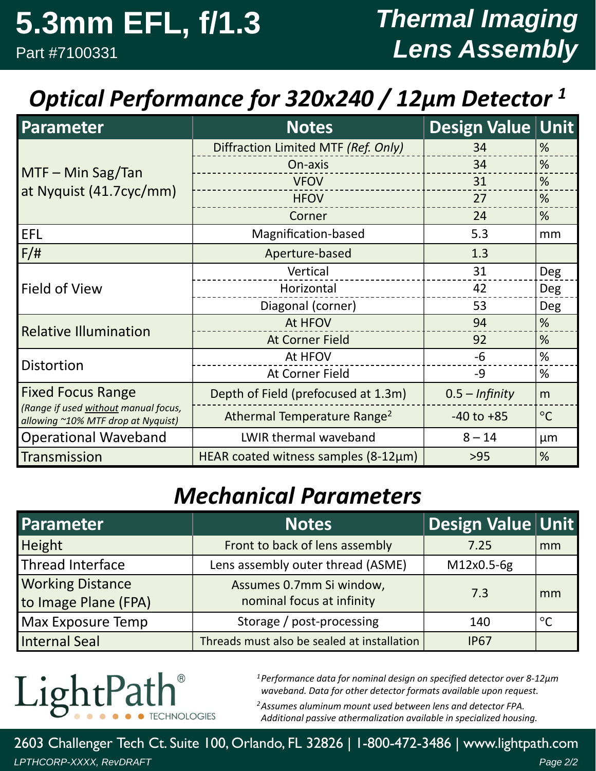# 5.3mm EFL, f/1.3

Part #7100331

# Thermal Imaging Lens Assembly

## Optical Performance for 320x240 / 12µm Detector [1]

| Parameter | Notes | Design Value | Unit |
|---|---|---|---|
| MTF – Min Sag/Tan at Nyquist (41.7cyc/mm) | Diffraction Limited MTF *(Ref. Only)* | 34 | % |
| | On-axis | 34 | % |
| | VFOV | 31 | % |
| | HFOV | 27 | % |
| | Corner | 24 | % |
| EFL | Magnification-based | 5.3 | mm |
| F/# | Aperture-based | 1.3 | |
| Field of View | Vertical | 31 | Deg |
| | Horizontal | 42 | Deg |
| | Diagonal (corner) | 53 | Deg |
| Relative Illumination | At HFOV | 94 | % |
| | At Corner Field | 92 | % |
| Distortion | At HFOV | -6 | % |
| | At Corner Field | -9 | % |
| Fixed Focus Range *(Range if used without manual focus, allowing ~10% MTF drop at Nyquist)* | Depth of Field (prefocused at 1.3m) | 0.5 – *Infinity* | m |
| | Athermal Temperature Range[2] | -40 to +85 | °C |
| Operational Waveband | LWIR thermal waveband | 8 – 14 | µm |
| Transmission | HEAR coated witness samples (8-12µm) | >95 | % |

## Mechanical Parameters

| Parameter | Notes | Design Value | Unit |
|---|---|---|---|
| Height | Front to back of lens assembly | 7.25 | mm |
| Thread Interface | Lens assembly outer thread (ASME) | M12x0.5-6g | |
| Working Distance to Image Plane (FPA) | Assumes 0.7mm Si window, nominal focus at infinity | 7.3 | mm |
| Max Exposure Temp | Storage / post-processing | 140 | °C |
| Internal Seal | Threads must also be sealed at installation | IP67 | |

LightPath® TECHNOLOGIES

*[1] Performance data for nominal design on specified detector over 8-12µm waveband. Data for other detector formats available upon request.*

*[2] Assumes aluminum mount used between lens and detector FPA. Additional passive athermalization available in specialized housing.*

2603 Challenger Tech Ct. Suite 100, Orlando, FL 32826 | 1-800-472-3486 | www.lightpath.com

*LPTHCORP-XXXX, RevDRAFT*